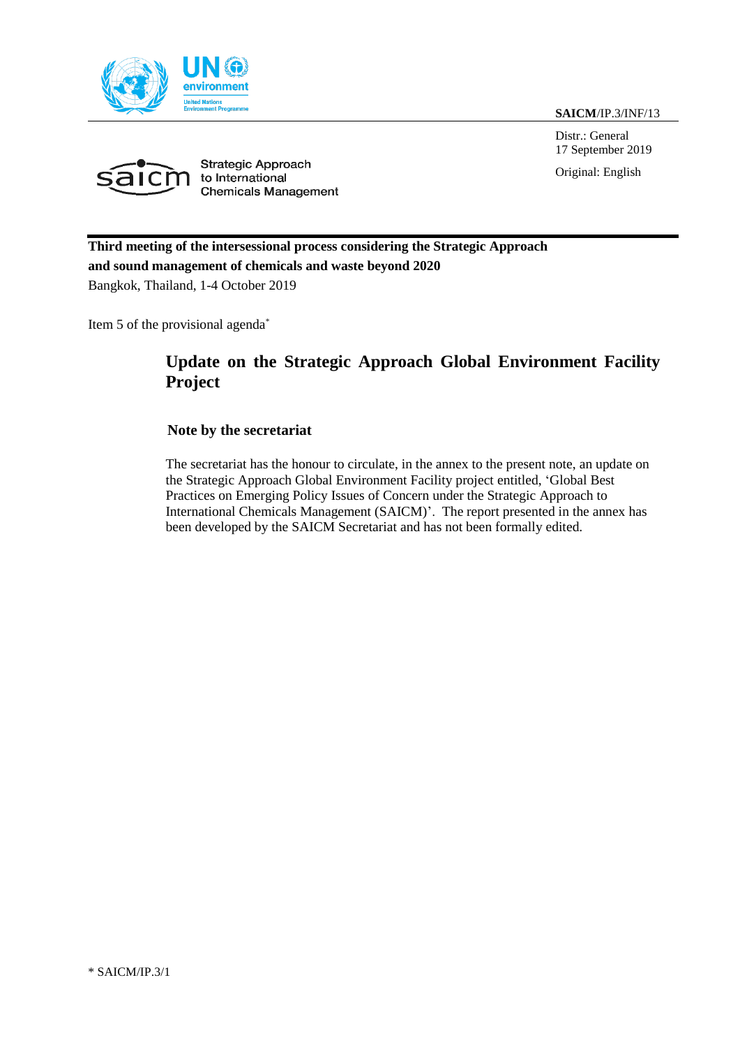**SAICM**/IP.3/INF/13

Distr.: General
17 September 2019

Original: English

Strategic Approach to International Chemicals Management

**Third meeting of the intersessional process considering the Strategic Approach and sound management of chemicals and waste beyond 2020**
Bangkok, Thailand, 1-4 October 2019

Item 5 of the provisional agenda*

# Update on the Strategic Approach Global Environment Facility Project

## Note by the secretariat

The secretariat has the honour to circulate, in the annex to the present note, an update on the Strategic Approach Global Environment Facility project entitled, 'Global Best Practices on Emerging Policy Issues of Concern under the Strategic Approach to International Chemicals Management (SAICM)'. The report presented in the annex has been developed by the SAICM Secretariat and has not been formally edited.

* SAICM/IP.3/1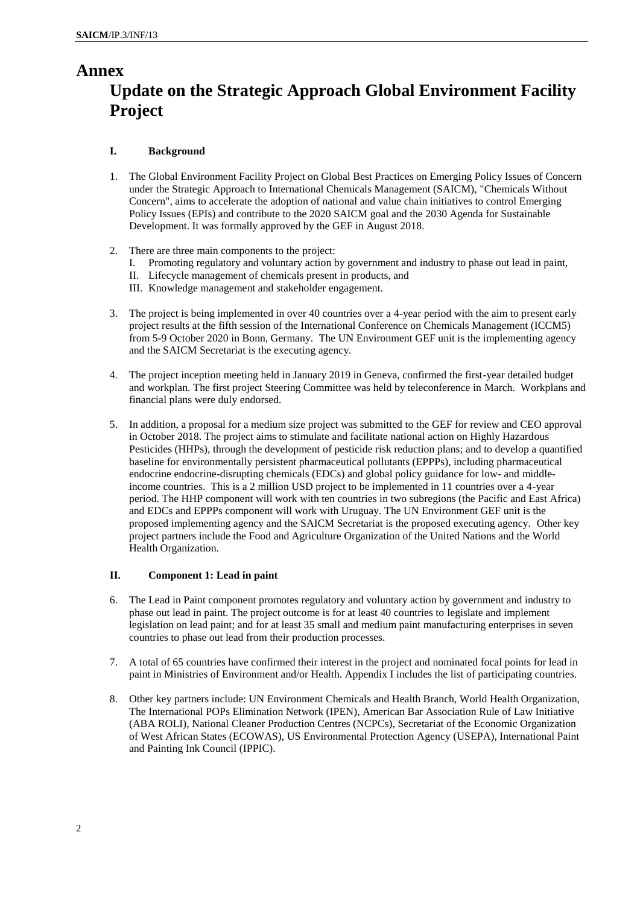# Annex

# Update on the Strategic Approach Global Environment Facility Project

## I. Background

1. The Global Environment Facility Project on Global Best Practices on Emerging Policy Issues of Concern under the Strategic Approach to International Chemicals Management (SAICM), "Chemicals Without Concern", aims to accelerate the adoption of national and value chain initiatives to control Emerging Policy Issues (EPIs) and contribute to the 2020 SAICM goal and the 2030 Agenda for Sustainable Development. It was formally approved by the GEF in August 2018.

2. There are three main components to the project:
   I. Promoting regulatory and voluntary action by government and industry to phase out lead in paint,
   II. Lifecycle management of chemicals present in products, and
   III. Knowledge management and stakeholder engagement.

3. The project is being implemented in over 40 countries over a 4-year period with the aim to present early project results at the fifth session of the International Conference on Chemicals Management (ICCM5) from 5-9 October 2020 in Bonn, Germany. The UN Environment GEF unit is the implementing agency and the SAICM Secretariat is the executing agency.

4. The project inception meeting held in January 2019 in Geneva, confirmed the first-year detailed budget and workplan. The first project Steering Committee was held by teleconference in March. Workplans and financial plans were duly endorsed.

5. In addition, a proposal for a medium size project was submitted to the GEF for review and CEO approval in October 2018. The project aims to stimulate and facilitate national action on Highly Hazardous Pesticides (HHPs), through the development of pesticide risk reduction plans; and to develop a quantified baseline for environmentally persistent pharmaceutical pollutants (EPPPs), including pharmaceutical endocrine endocrine-disrupting chemicals (EDCs) and global policy guidance for low- and middle-income countries. This is a 2 million USD project to be implemented in 11 countries over a 4-year period. The HHP component will work with ten countries in two subregions (the Pacific and East Africa) and EDCs and EPPPs component will work with Uruguay. The UN Environment GEF unit is the proposed implementing agency and the SAICM Secretariat is the proposed executing agency. Other key project partners include the Food and Agriculture Organization of the United Nations and the World Health Organization.

## II. Component 1: Lead in paint

6. The Lead in Paint component promotes regulatory and voluntary action by government and industry to phase out lead in paint. The project outcome is for at least 40 countries to legislate and implement legislation on lead paint; and for at least 35 small and medium paint manufacturing enterprises in seven countries to phase out lead from their production processes.

7. A total of 65 countries have confirmed their interest in the project and nominated focal points for lead in paint in Ministries of Environment and/or Health. Appendix I includes the list of participating countries.

8. Other key partners include: UN Environment Chemicals and Health Branch, World Health Organization, The International POPs Elimination Network (IPEN), American Bar Association Rule of Law Initiative (ABA ROLI), National Cleaner Production Centres (NCPCs), Secretariat of the Economic Organization of West African States (ECOWAS), US Environmental Protection Agency (USEPA), International Paint and Painting Ink Council (IPPIC).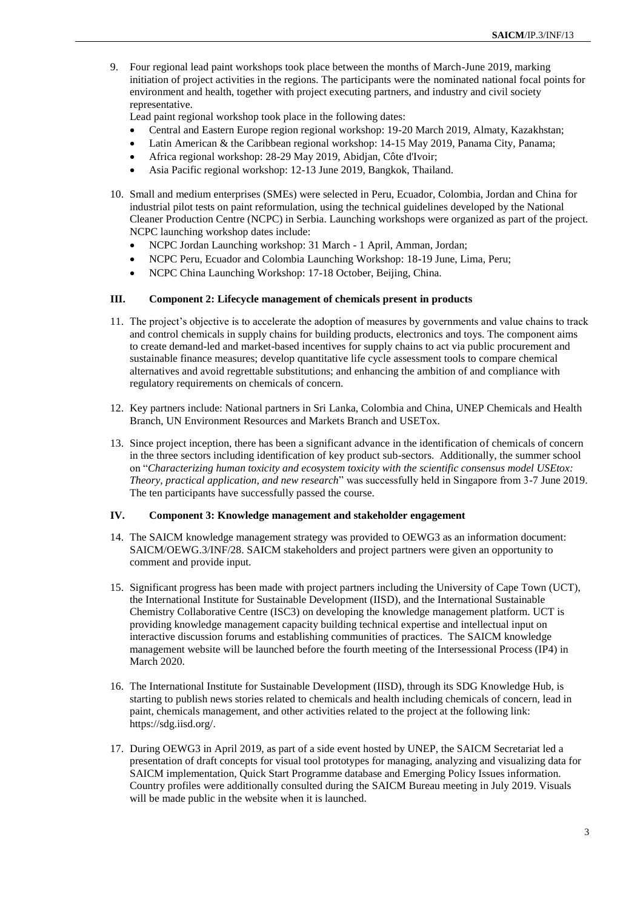9. Four regional lead paint workshops took place between the months of March-June 2019, marking initiation of project activities in the regions. The participants were the nominated national focal points for environment and health, together with project executing partners, and industry and civil society representative.
   Lead paint regional workshop took place in the following dates:
   - Central and Eastern Europe region regional workshop: 19-20 March 2019, Almaty, Kazakhstan;
   - Latin American & the Caribbean regional workshop: 14-15 May 2019, Panama City, Panama;
   - Africa regional workshop: 28-29 May 2019, Abidjan, Côte d'Ivoir;
   - Asia Pacific regional workshop: 12-13 June 2019, Bangkok, Thailand.

10. Small and medium enterprises (SMEs) were selected in Peru, Ecuador, Colombia, Jordan and China for industrial pilot tests on paint reformulation, using the technical guidelines developed by the National Cleaner Production Centre (NCPC) in Serbia. Launching workshops were organized as part of the project. NCPC launching workshop dates include:
    - NCPC Jordan Launching workshop: 31 March - 1 April, Amman, Jordan;
    - NCPC Peru, Ecuador and Colombia Launching Workshop: 18-19 June, Lima, Peru;
    - NCPC China Launching Workshop: 17-18 October, Beijing, China.

## III. Component 2: Lifecycle management of chemicals present in products

11. The project's objective is to accelerate the adoption of measures by governments and value chains to track and control chemicals in supply chains for building products, electronics and toys. The component aims to create demand-led and market-based incentives for supply chains to act via public procurement and sustainable finance measures; develop quantitative life cycle assessment tools to compare chemical alternatives and avoid regrettable substitutions; and enhancing the ambition of and compliance with regulatory requirements on chemicals of concern.

12. Key partners include: National partners in Sri Lanka, Colombia and China, UNEP Chemicals and Health Branch, UN Environment Resources and Markets Branch and USETox.

13. Since project inception, there has been a significant advance in the identification of chemicals of concern in the three sectors including identification of key product sub-sectors. Additionally, the summer school on "*Characterizing human toxicity and ecosystem toxicity with the scientific consensus model USEtox: Theory, practical application, and new research*" was successfully held in Singapore from 3-7 June 2019. The ten participants have successfully passed the course.

## IV. Component 3: Knowledge management and stakeholder engagement

14. The SAICM knowledge management strategy was provided to OEWG3 as an information document: SAICM/OEWG.3/INF/28. SAICM stakeholders and project partners were given an opportunity to comment and provide input.

15. Significant progress has been made with project partners including the University of Cape Town (UCT), the International Institute for Sustainable Development (IISD), and the International Sustainable Chemistry Collaborative Centre (ISC3) on developing the knowledge management platform. UCT is providing knowledge management capacity building technical expertise and intellectual input on interactive discussion forums and establishing communities of practices. The SAICM knowledge management website will be launched before the fourth meeting of the Intersessional Process (IP4) in March 2020.

16. The International Institute for Sustainable Development (IISD), through its SDG Knowledge Hub, is starting to publish news stories related to chemicals and health including chemicals of concern, lead in paint, chemicals management, and other activities related to the project at the following link: https://sdg.iisd.org/.

17. During OEWG3 in April 2019, as part of a side event hosted by UNEP, the SAICM Secretariat led a presentation of draft concepts for visual tool prototypes for managing, analyzing and visualizing data for SAICM implementation, Quick Start Programme database and Emerging Policy Issues information. Country profiles were additionally consulted during the SAICM Bureau meeting in July 2019. Visuals will be made public in the website when it is launched.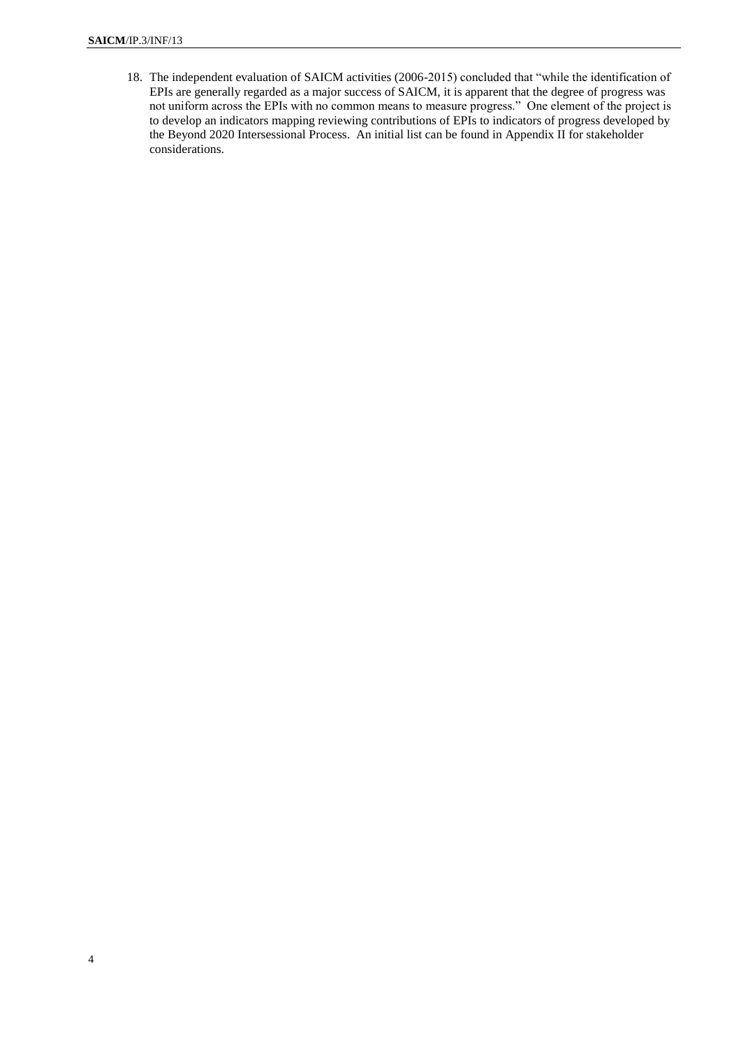18. The independent evaluation of SAICM activities (2006-2015) concluded that "while the identification of EPIs are generally regarded as a major success of SAICM, it is apparent that the degree of progress was not uniform across the EPIs with no common means to measure progress." One element of the project is to develop an indicators mapping reviewing contributions of EPIs to indicators of progress developed by the Beyond 2020 Intersessional Process. An initial list can be found in Appendix II for stakeholder considerations.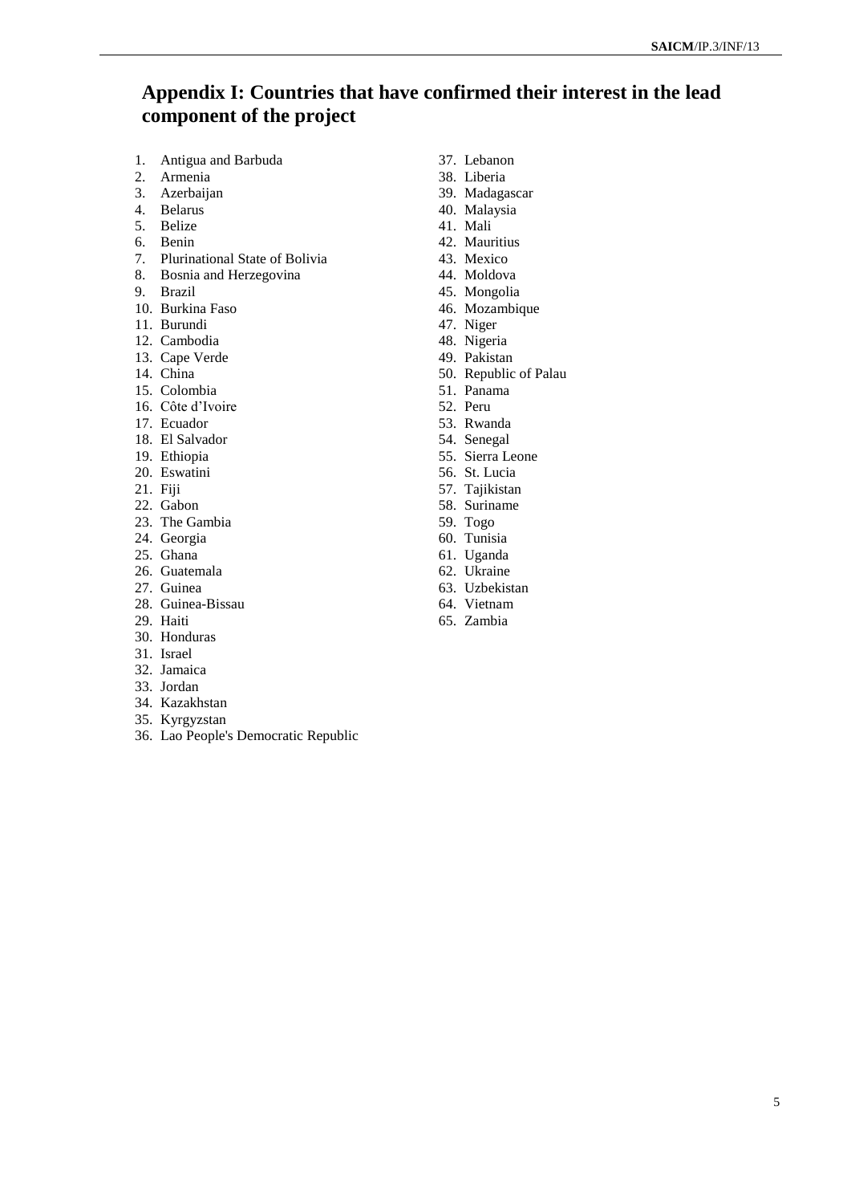## Appendix I: Countries that have confirmed their interest in the lead component of the project

1. Antigua and Barbuda
2. Armenia
3. Azerbaijan
4. Belarus
5. Belize
6. Benin
7. Plurinational State of Bolivia
8. Bosnia and Herzegovina
9. Brazil
10. Burkina Faso
11. Burundi
12. Cambodia
13. Cape Verde
14. China
15. Colombia
16. Côte d'Ivoire
17. Ecuador
18. El Salvador
19. Ethiopia
20. Eswatini
21. Fiji
22. Gabon
23. The Gambia
24. Georgia
25. Ghana
26. Guatemala
27. Guinea
28. Guinea-Bissau
29. Haiti
30. Honduras
31. Israel
32. Jamaica
33. Jordan
34. Kazakhstan
35. Kyrgyzstan
36. Lao People's Democratic Republic
37. Lebanon
38. Liberia
39. Madagascar
40. Malaysia
41. Mali
42. Mauritius
43. Mexico
44. Moldova
45. Mongolia
46. Mozambique
47. Niger
48. Nigeria
49. Pakistan
50. Republic of Palau
51. Panama
52. Peru
53. Rwanda
54. Senegal
55. Sierra Leone
56. St. Lucia
57. Tajikistan
58. Suriname
59. Togo
60. Tunisia
61. Uganda
62. Ukraine
63. Uzbekistan
64. Vietnam
65. Zambia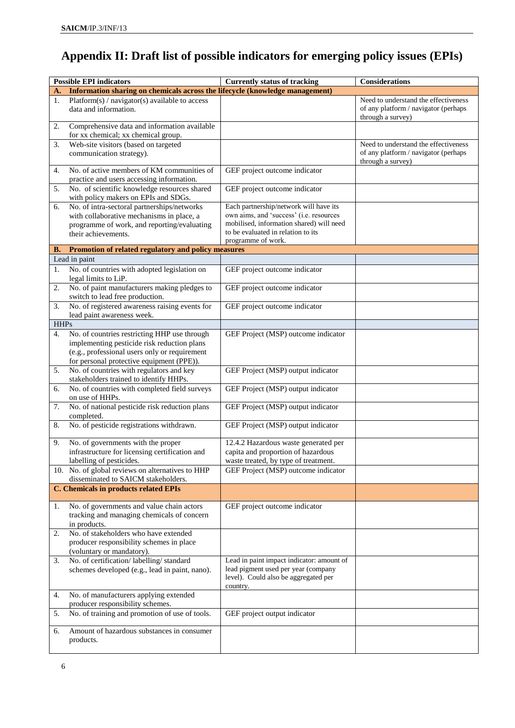# Appendix II: Draft list of possible indicators for emerging policy issues (EPIs)

| Possible EPI indicators | Currently status of tracking | Considerations |
|---|---|---|
| **A. Information sharing on chemicals across the lifecycle (knowledge management)** | | |
| 1. Platform(s) / navigator(s) available to access data and information. | | Need to understand the effectiveness of any platform / navigator (perhaps through a survey) |
| 2. Comprehensive data and information available for xx chemical; xx chemical group. | | |
| 3. Web-site visitors (based on targeted communication strategy). | | Need to understand the effectiveness of any platform / navigator (perhaps through a survey) |
| 4. No. of active members of KM communities of practice and users accessing information. | GEF project outcome indicator | |
| 5. No. of scientific knowledge resources shared with policy makers on EPIs and SDGs. | GEF project outcome indicator | |
| 6. No. of intra-sectoral partnerships/networks with collaborative mechanisms in place, a programme of work, and reporting/evaluating their achievements. | Each partnership/network will have its own aims, and 'success' (i.e. resources mobilised, information shared) will need to be evaluated in relation to its programme of work. | |
| **B. Promotion of related regulatory and policy measures** | | |
| Lead in paint | | |
| 1. No. of countries with adopted legislation on legal limits to LiP. | GEF project outcome indicator | |
| 2. No. of paint manufacturers making pledges to switch to lead free production. | GEF project outcome indicator | |
| 3. No. of registered awareness raising events for lead paint awareness week. | GEF project outcome indicator | |
| HHPs | | |
| 4. No. of countries restricting HHP use through implementing pesticide risk reduction plans (e.g., professional users only or requirement for personal protective equipment (PPE)). | GEF Project (MSP) outcome indicator | |
| 5. No. of countries with regulators and key stakeholders trained to identify HHPs. | GEF Project (MSP) output indicator | |
| 6. No. of countries with completed field surveys on use of HHPs. | GEF Project (MSP) output indicator | |
| 7. No. of national pesticide risk reduction plans completed. | GEF Project (MSP) output indicator | |
| 8. No. of pesticide registrations withdrawn. | GEF Project (MSP) output indicator | |
| 9. No. of governments with the proper infrastructure for licensing certification and labelling of pesticides. | 12.4.2 Hazardous waste generated per capita and proportion of hazardous waste treated, by type of treatment. | |
| 10. No. of global reviews on alternatives to HHP disseminated to SAICM stakeholders. | GEF Project (MSP) outcome indicator | |
| **C. Chemicals in products related EPIs** | | |
| 1. No. of governments and value chain actors tracking and managing chemicals of concern in products. | GEF project outcome indicator | |
| 2. No. of stakeholders who have extended producer responsibility schemes in place (voluntary or mandatory). | | |
| 3. No. of certification/ labelling/ standard schemes developed (e.g., lead in paint, nano). | Lead in paint impact indicator: amount of lead pigment used per year (company level). Could also be aggregated per country. | |
| 4. No. of manufacturers applying extended producer responsibility schemes. | | |
| 5. No. of training and promotion of use of tools. | GEF project output indicator | |
| 6. Amount of hazardous substances in consumer products. | | |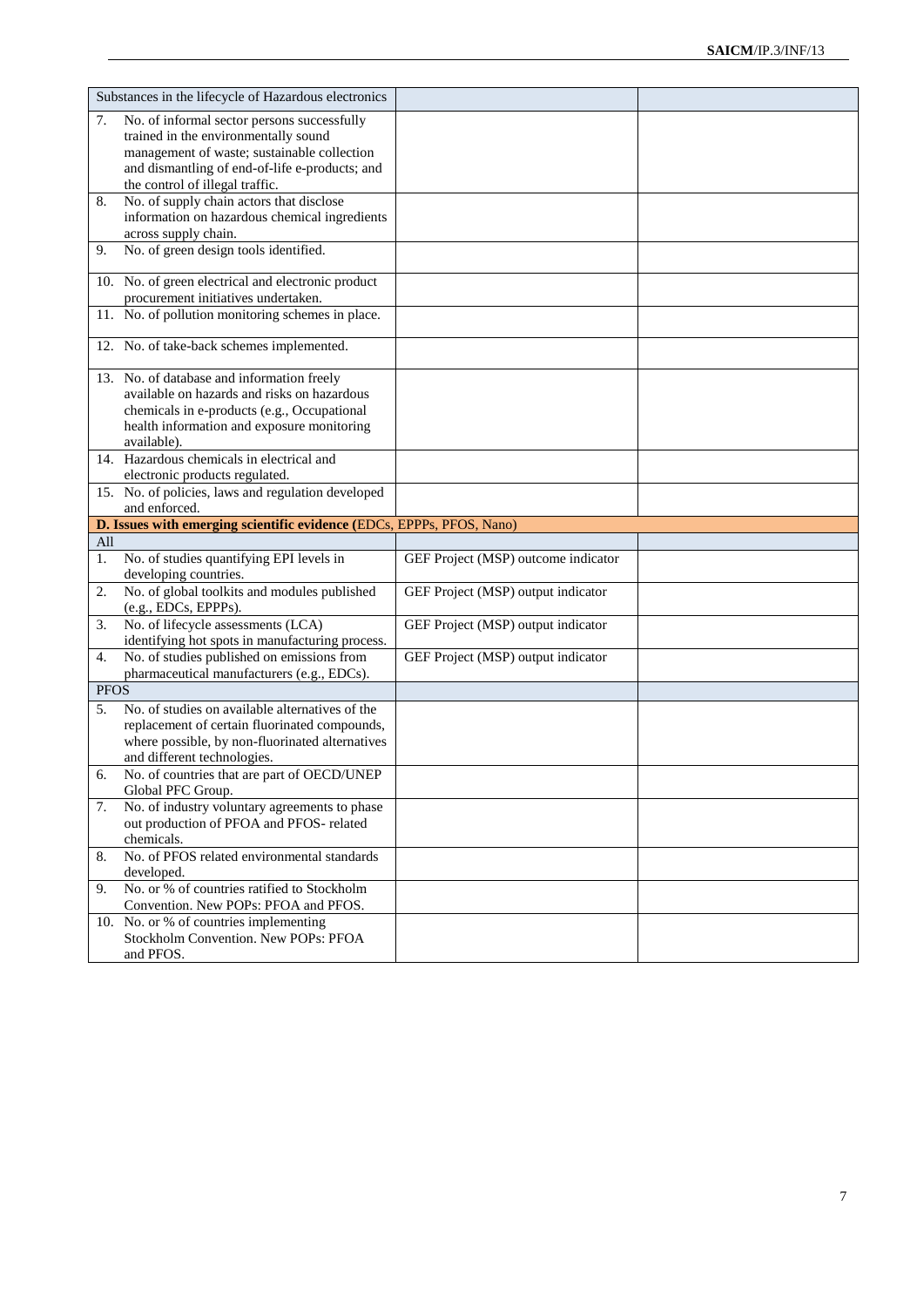| | | |
|---|---|---|
| Substances in the lifecycle of Hazardous electronics | | |
| 7. No. of informal sector persons successfully trained in the environmentally sound management of waste; sustainable collection and dismantling of end-of-life e-products; and the control of illegal traffic. | | |
| 8. No. of supply chain actors that disclose information on hazardous chemical ingredients across supply chain. | | |
| 9. No. of green design tools identified. | | |
| 10. No. of green electrical and electronic product procurement initiatives undertaken. | | |
| 11. No. of pollution monitoring schemes in place. | | |
| 12. No. of take-back schemes implemented. | | |
| 13. No. of database and information freely available on hazards and risks on hazardous chemicals in e-products (e.g., Occupational health information and exposure monitoring available). | | |
| 14. Hazardous chemicals in electrical and electronic products regulated. | | |
| 15. No. of policies, laws and regulation developed and enforced. | | |
| **D. Issues with emerging scientific evidence (**EDCs, EPPPs, PFOS, Nano) | | |
| All | | |
| 1. No. of studies quantifying EPI levels in developing countries. | GEF Project (MSP) outcome indicator | |
| 2. No. of global toolkits and modules published (e.g., EDCs, EPPPs). | GEF Project (MSP) output indicator | |
| 3. No. of lifecycle assessments (LCA) identifying hot spots in manufacturing process. | GEF Project (MSP) output indicator | |
| 4. No. of studies published on emissions from pharmaceutical manufacturers (e.g., EDCs). | GEF Project (MSP) output indicator | |
| PFOS | | |
| 5. No. of studies on available alternatives of the replacement of certain fluorinated compounds, where possible, by non-fluorinated alternatives and different technologies. | | |
| 6. No. of countries that are part of OECD/UNEP Global PFC Group. | | |
| 7. No. of industry voluntary agreements to phase out production of PFOA and PFOS- related chemicals. | | |
| 8. No. of PFOS related environmental standards developed. | | |
| 9. No. or % of countries ratified to Stockholm Convention. New POPs: PFOA and PFOS. | | |
| 10. No. or % of countries implementing Stockholm Convention. New POPs: PFOA and PFOS. | | |